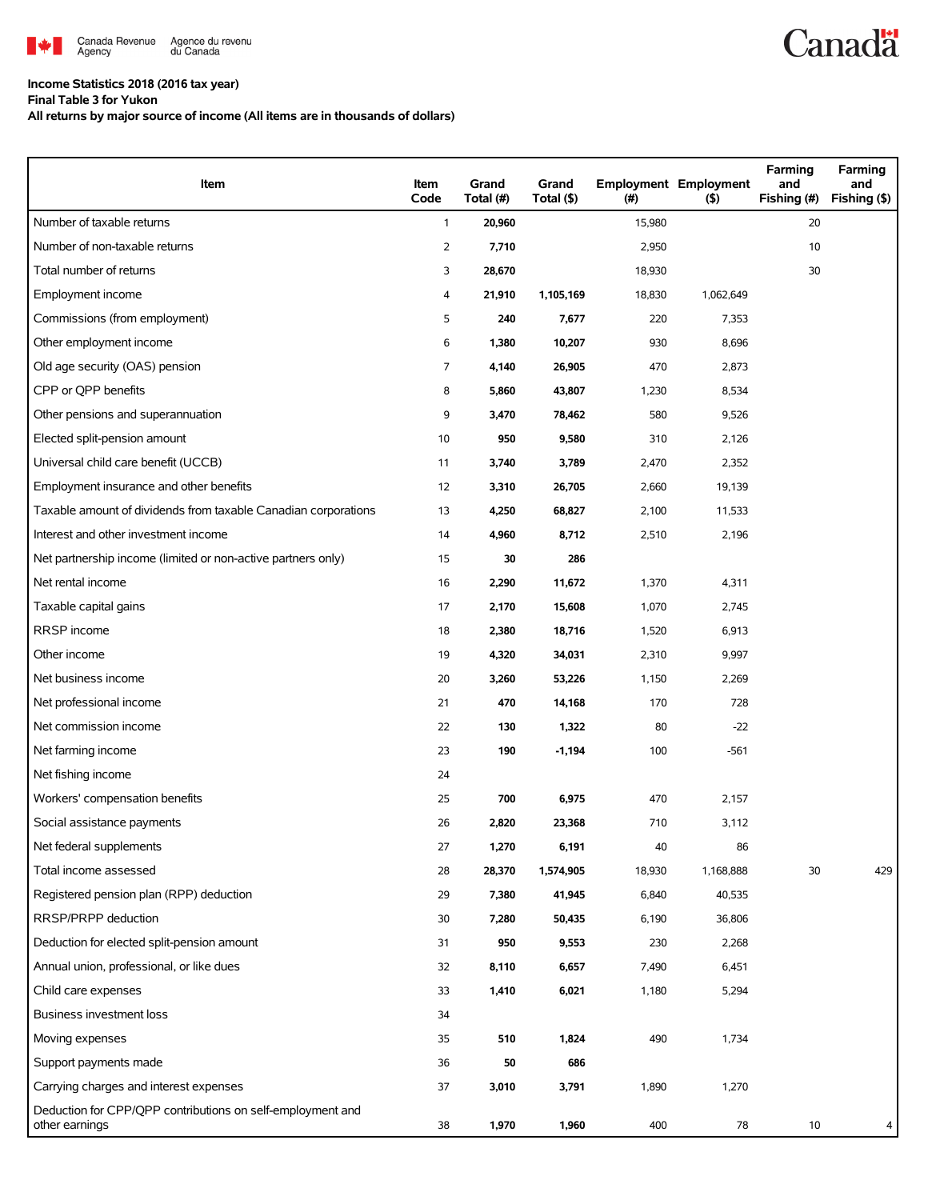Canada Revenue Agency / Agence du revenu du Canada

**Income Statistics 2018 (2016 tax year)**
**Final Table 3 for Yukon**
**All returns by major source of income (All items are in thousands of dollars)**

| Item | Item Code | Grand Total (#) | Grand Total ($) | Employment (#) | Employment ($) | Farming and Fishing (#) | Farming and Fishing ($) |
|---|---|---|---|---|---|---|---|
| Number of taxable returns | 1 | **20,960** | | 15,980 | | 20 | |
| Number of non-taxable returns | 2 | **7,710** | | 2,950 | | 10 | |
| Total number of returns | 3 | **28,670** | | 18,930 | | 30 | |
| Employment income | 4 | **21,910** | **1,105,169** | 18,830 | 1,062,649 | | |
| Commissions (from employment) | 5 | **240** | **7,677** | 220 | 7,353 | | |
| Other employment income | 6 | **1,380** | **10,207** | 930 | 8,696 | | |
| Old age security (OAS) pension | 7 | **4,140** | **26,905** | 470 | 2,873 | | |
| CPP or QPP benefits | 8 | **5,860** | **43,807** | 1,230 | 8,534 | | |
| Other pensions and superannuation | 9 | **3,470** | **78,462** | 580 | 9,526 | | |
| Elected split-pension amount | 10 | **950** | **9,580** | 310 | 2,126 | | |
| Universal child care benefit (UCCB) | 11 | **3,740** | **3,789** | 2,470 | 2,352 | | |
| Employment insurance and other benefits | 12 | **3,310** | **26,705** | 2,660 | 19,139 | | |
| Taxable amount of dividends from taxable Canadian corporations | 13 | **4,250** | **68,827** | 2,100 | 11,533 | | |
| Interest and other investment income | 14 | **4,960** | **8,712** | 2,510 | 2,196 | | |
| Net partnership income (limited or non-active partners only) | 15 | **30** | **286** | | | | |
| Net rental income | 16 | **2,290** | **11,672** | 1,370 | 4,311 | | |
| Taxable capital gains | 17 | **2,170** | **15,608** | 1,070 | 2,745 | | |
| RRSP income | 18 | **2,380** | **18,716** | 1,520 | 6,913 | | |
| Other income | 19 | **4,320** | **34,031** | 2,310 | 9,997 | | |
| Net business income | 20 | **3,260** | **53,226** | 1,150 | 2,269 | | |
| Net professional income | 21 | **470** | **14,168** | 170 | 728 | | |
| Net commission income | 22 | **130** | **1,322** | 80 | -22 | | |
| Net farming income | 23 | **190** | **-1,194** | 100 | -561 | | |
| Net fishing income | 24 | | | | | | |
| Workers' compensation benefits | 25 | **700** | **6,975** | 470 | 2,157 | | |
| Social assistance payments | 26 | **2,820** | **23,368** | 710 | 3,112 | | |
| Net federal supplements | 27 | **1,270** | **6,191** | 40 | 86 | | |
| Total income assessed | 28 | **28,370** | **1,574,905** | 18,930 | 1,168,888 | 30 | 429 |
| Registered pension plan (RPP) deduction | 29 | **7,380** | **41,945** | 6,840 | 40,535 | | |
| RRSP/PRPP deduction | 30 | **7,280** | **50,435** | 6,190 | 36,806 | | |
| Deduction for elected split-pension amount | 31 | **950** | **9,553** | 230 | 2,268 | | |
| Annual union, professional, or like dues | 32 | **8,110** | **6,657** | 7,490 | 6,451 | | |
| Child care expenses | 33 | **1,410** | **6,021** | 1,180 | 5,294 | | |
| Business investment loss | 34 | | | | | | |
| Moving expenses | 35 | **510** | **1,824** | 490 | 1,734 | | |
| Support payments made | 36 | **50** | **686** | | | | |
| Carrying charges and interest expenses | 37 | **3,010** | **3,791** | 1,890 | 1,270 | | |
| Deduction for CPP/QPP contributions on self-employment and other earnings | 38 | **1,970** | **1,960** | 400 | 78 | 10 | 4 |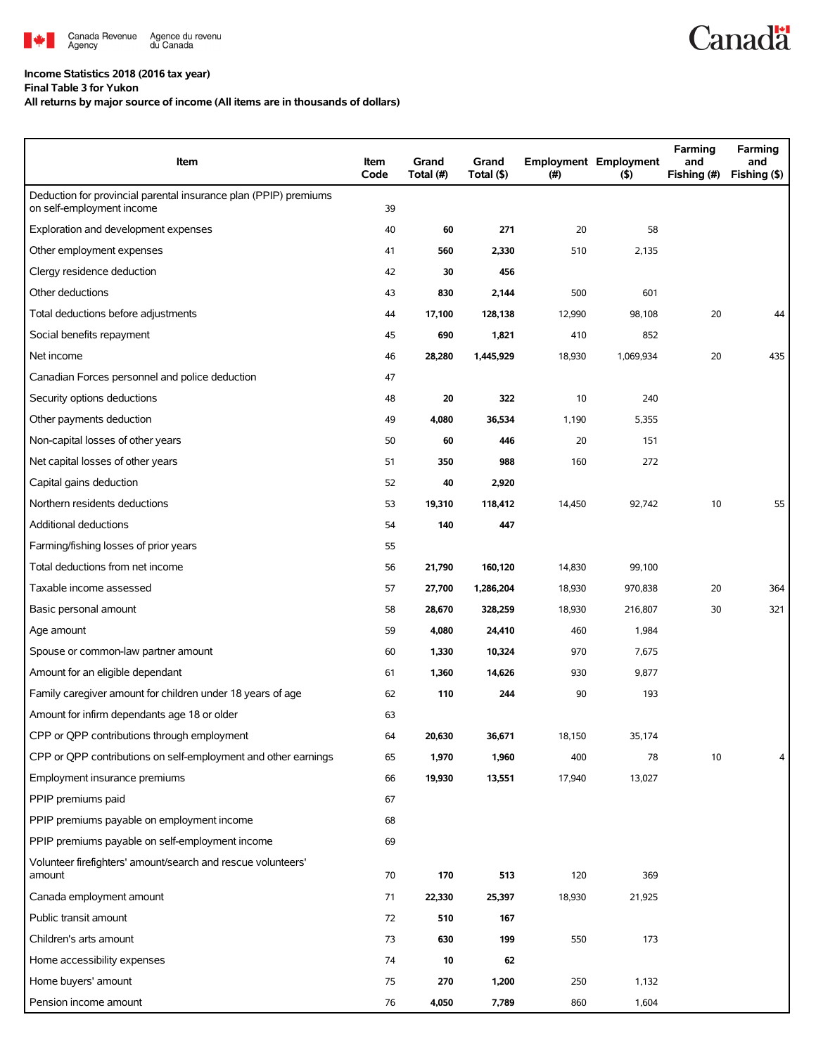**Income Statistics 2018 (2016 tax year)**

**Final Table 3 for Yukon**

**All returns by major source of income (All items are in thousands of dollars)**

| Item | Item Code | Grand Total (#) | Grand Total ($) | Employment (#) | Employment ($) | Farming and Fishing (#) | Farming and Fishing ($) |
|---|---|---|---|---|---|---|---|
| Deduction for provincial parental insurance plan (PPIP) premiums on self-employment income | 39 | | | | | | |
| Exploration and development expenses | 40 | **60** | **271** | 20 | 58 | | |
| Other employment expenses | 41 | **560** | **2,330** | 510 | 2,135 | | |
| Clergy residence deduction | 42 | **30** | **456** | | | | |
| Other deductions | 43 | **830** | **2,144** | 500 | 601 | | |
| Total deductions before adjustments | 44 | **17,100** | **128,138** | 12,990 | 98,108 | 20 | 44 |
| Social benefits repayment | 45 | **690** | **1,821** | 410 | 852 | | |
| Net income | 46 | **28,280** | **1,445,929** | 18,930 | 1,069,934 | 20 | 435 |
| Canadian Forces personnel and police deduction | 47 | | | | | | |
| Security options deductions | 48 | **20** | **322** | 10 | 240 | | |
| Other payments deduction | 49 | **4,080** | **36,534** | 1,190 | 5,355 | | |
| Non-capital losses of other years | 50 | **60** | **446** | 20 | 151 | | |
| Net capital losses of other years | 51 | **350** | **988** | 160 | 272 | | |
| Capital gains deduction | 52 | **40** | **2,920** | | | | |
| Northern residents deductions | 53 | **19,310** | **118,412** | 14,450 | 92,742 | 10 | 55 |
| Additional deductions | 54 | **140** | **447** | | | | |
| Farming/fishing losses of prior years | 55 | | | | | | |
| Total deductions from net income | 56 | **21,790** | **160,120** | 14,830 | 99,100 | | |
| Taxable income assessed | 57 | **27,700** | **1,286,204** | 18,930 | 970,838 | 20 | 364 |
| Basic personal amount | 58 | **28,670** | **328,259** | 18,930 | 216,807 | 30 | 321 |
| Age amount | 59 | **4,080** | **24,410** | 460 | 1,984 | | |
| Spouse or common-law partner amount | 60 | **1,330** | **10,324** | 970 | 7,675 | | |
| Amount for an eligible dependant | 61 | **1,360** | **14,626** | 930 | 9,877 | | |
| Family caregiver amount for children under 18 years of age | 62 | **110** | **244** | 90 | 193 | | |
| Amount for infirm dependants age 18 or older | 63 | | | | | | |
| CPP or QPP contributions through employment | 64 | **20,630** | **36,671** | 18,150 | 35,174 | | |
| CPP or QPP contributions on self-employment and other earnings | 65 | **1,970** | **1,960** | 400 | 78 | 10 | 4 |
| Employment insurance premiums | 66 | **19,930** | **13,551** | 17,940 | 13,027 | | |
| PPIP premiums paid | 67 | | | | | | |
| PPIP premiums payable on employment income | 68 | | | | | | |
| PPIP premiums payable on self-employment income | 69 | | | | | | |
| Volunteer firefighters' amount/search and rescue volunteers' amount | 70 | **170** | **513** | 120 | 369 | | |
| Canada employment amount | 71 | **22,330** | **25,397** | 18,930 | 21,925 | | |
| Public transit amount | 72 | **510** | **167** | | | | |
| Children's arts amount | 73 | **630** | **199** | 550 | 173 | | |
| Home accessibility expenses | 74 | **10** | **62** | | | | |
| Home buyers' amount | 75 | **270** | **1,200** | 250 | 1,132 | | |
| Pension income amount | 76 | **4,050** | **7,789** | 860 | 1,604 | | |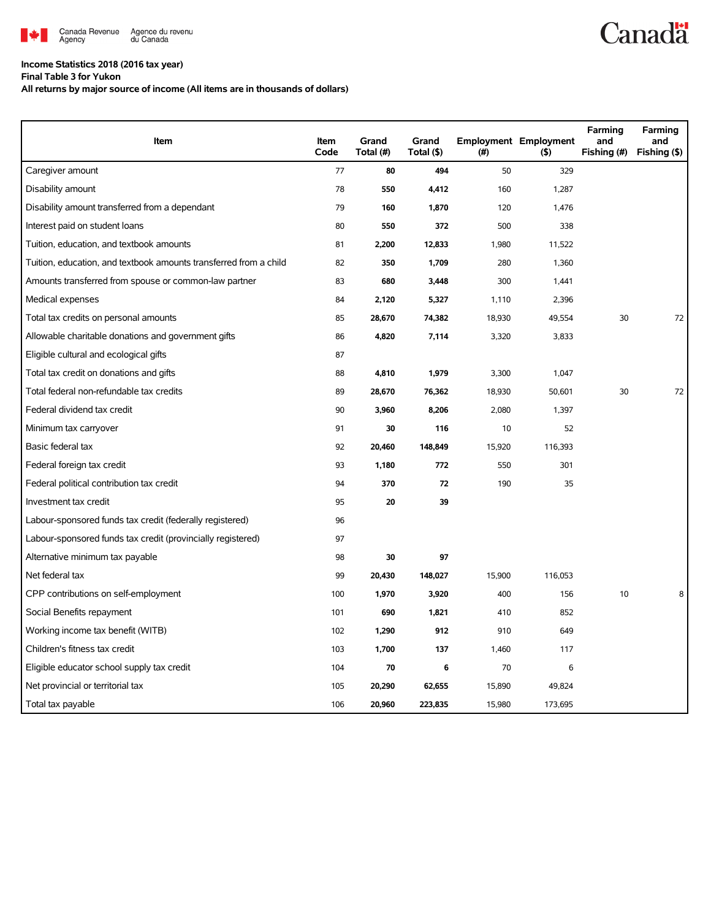**Income Statistics 2018 (2016 tax year)**
**Final Table 3 for Yukon**
**All returns by major source of income (All items are in thousands of dollars)**

| Item | Item Code | Grand Total (#) | Grand Total ($) | Employment (#) | Employment ($) | Farming and Fishing (#) | Farming and Fishing ($) |
|---|---|---|---|---|---|---|---|
| Caregiver amount | 77 | **80** | **494** | 50 | 329 | | |
| Disability amount | 78 | **550** | **4,412** | 160 | 1,287 | | |
| Disability amount transferred from a dependant | 79 | **160** | **1,870** | 120 | 1,476 | | |
| Interest paid on student loans | 80 | **550** | **372** | 500 | 338 | | |
| Tuition, education, and textbook amounts | 81 | **2,200** | **12,833** | 1,980 | 11,522 | | |
| Tuition, education, and textbook amounts transferred from a child | 82 | **350** | **1,709** | 280 | 1,360 | | |
| Amounts transferred from spouse or common-law partner | 83 | **680** | **3,448** | 300 | 1,441 | | |
| Medical expenses | 84 | **2,120** | **5,327** | 1,110 | 2,396 | | |
| Total tax credits on personal amounts | 85 | **28,670** | **74,382** | 18,930 | 49,554 | 30 | 72 |
| Allowable charitable donations and government gifts | 86 | **4,820** | **7,114** | 3,320 | 3,833 | | |
| Eligible cultural and ecological gifts | 87 | | | | | | |
| Total tax credit on donations and gifts | 88 | **4,810** | **1,979** | 3,300 | 1,047 | | |
| Total federal non-refundable tax credits | 89 | **28,670** | **76,362** | 18,930 | 50,601 | 30 | 72 |
| Federal dividend tax credit | 90 | **3,960** | **8,206** | 2,080 | 1,397 | | |
| Minimum tax carryover | 91 | **30** | **116** | 10 | 52 | | |
| Basic federal tax | 92 | **20,460** | **148,849** | 15,920 | 116,393 | | |
| Federal foreign tax credit | 93 | **1,180** | **772** | 550 | 301 | | |
| Federal political contribution tax credit | 94 | **370** | **72** | 190 | 35 | | |
| Investment tax credit | 95 | **20** | **39** | | | | |
| Labour-sponsored funds tax credit (federally registered) | 96 | | | | | | |
| Labour-sponsored funds tax credit (provincially registered) | 97 | | | | | | |
| Alternative minimum tax payable | 98 | **30** | **97** | | | | |
| Net federal tax | 99 | **20,430** | **148,027** | 15,900 | 116,053 | | |
| CPP contributions on self-employment | 100 | **1,970** | **3,920** | 400 | 156 | 10 | 8 |
| Social Benefits repayment | 101 | **690** | **1,821** | 410 | 852 | | |
| Working income tax benefit (WITB) | 102 | **1,290** | **912** | 910 | 649 | | |
| Children's fitness tax credit | 103 | **1,700** | **137** | 1,460 | 117 | | |
| Eligible educator school supply tax credit | 104 | **70** | **6** | 70 | 6 | | |
| Net provincial or territorial tax | 105 | **20,290** | **62,655** | 15,890 | 49,824 | | |
| Total tax payable | 106 | **20,960** | **223,835** | 15,980 | 173,695 | | |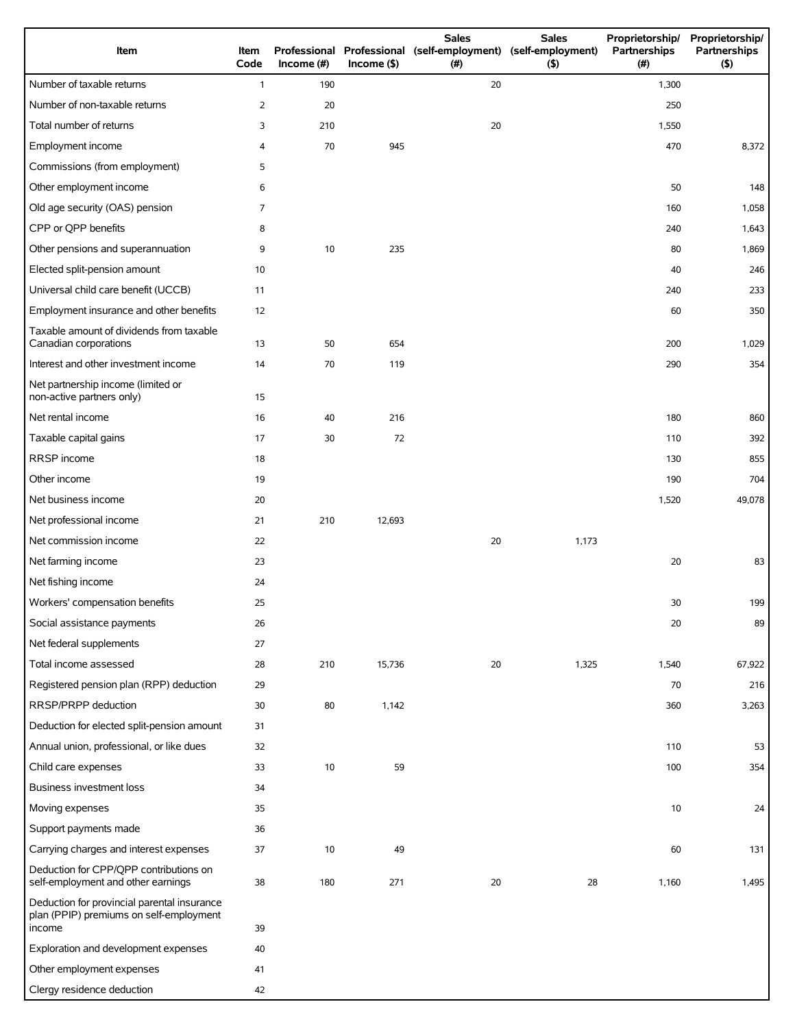| Item | Item Code | Professional Income (#) | Professional Income ($) | Sales (self-employment) (#) | Sales (self-employment) ($) | Proprietorship/ Partnerships (#) | Proprietorship/ Partnerships ($) |
|---|---|---|---|---|---|---|---|
| Number of taxable returns | 1 | 190 | | 20 | | 1,300 | |
| Number of non-taxable returns | 2 | 20 | | | | 250 | |
| Total number of returns | 3 | 210 | | 20 | | 1,550 | |
| Employment income | 4 | 70 | 945 | | | 470 | 8,372 |
| Commissions (from employment) | 5 | | | | | | |
| Other employment income | 6 | | | | | 50 | 148 |
| Old age security (OAS) pension | 7 | | | | | 160 | 1,058 |
| CPP or QPP benefits | 8 | | | | | 240 | 1,643 |
| Other pensions and superannuation | 9 | 10 | 235 | | | 80 | 1,869 |
| Elected split-pension amount | 10 | | | | | 40 | 246 |
| Universal child care benefit (UCCB) | 11 | | | | | 240 | 233 |
| Employment insurance and other benefits | 12 | | | | | 60 | 350 |
| Taxable amount of dividends from taxable Canadian corporations | 13 | 50 | 654 | | | 200 | 1,029 |
| Interest and other investment income | 14 | 70 | 119 | | | 290 | 354 |
| Net partnership income (limited or non-active partners only) | 15 | | | | | | |
| Net rental income | 16 | 40 | 216 | | | 180 | 860 |
| Taxable capital gains | 17 | 30 | 72 | | | 110 | 392 |
| RRSP income | 18 | | | | | 130 | 855 |
| Other income | 19 | | | | | 190 | 704 |
| Net business income | 20 | | | | | 1,520 | 49,078 |
| Net professional income | 21 | 210 | 12,693 | | | | |
| Net commission income | 22 | | | 20 | 1,173 | | |
| Net farming income | 23 | | | | | 20 | 83 |
| Net fishing income | 24 | | | | | | |
| Workers' compensation benefits | 25 | | | | | 30 | 199 |
| Social assistance payments | 26 | | | | | 20 | 89 |
| Net federal supplements | 27 | | | | | | |
| Total income assessed | 28 | 210 | 15,736 | 20 | 1,325 | 1,540 | 67,922 |
| Registered pension plan (RPP) deduction | 29 | | | | | 70 | 216 |
| RRSP/PRPP deduction | 30 | 80 | 1,142 | | | 360 | 3,263 |
| Deduction for elected split-pension amount | 31 | | | | | | |
| Annual union, professional, or like dues | 32 | | | | | 110 | 53 |
| Child care expenses | 33 | 10 | 59 | | | 100 | 354 |
| Business investment loss | 34 | | | | | | |
| Moving expenses | 35 | | | | | 10 | 24 |
| Support payments made | 36 | | | | | | |
| Carrying charges and interest expenses | 37 | 10 | 49 | | | 60 | 131 |
| Deduction for CPP/QPP contributions on self-employment and other earnings | 38 | 180 | 271 | 20 | 28 | 1,160 | 1,495 |
| Deduction for provincial parental insurance plan (PPIP) premiums on self-employment income | 39 | | | | | | |
| Exploration and development expenses | 40 | | | | | | |
| Other employment expenses | 41 | | | | | | |
| Clergy residence deduction | 42 | | | | | | |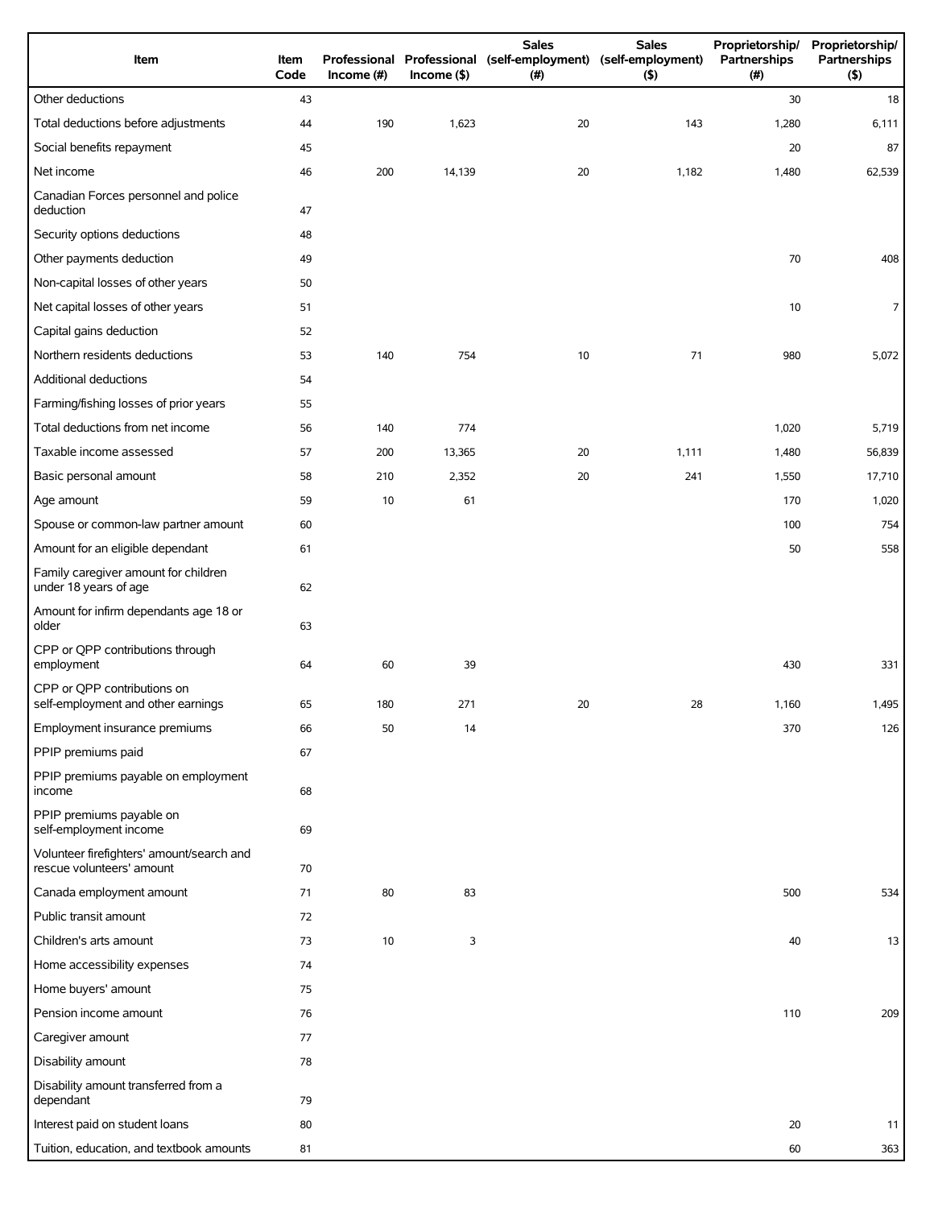| Item | Item Code | Professional Income (#) | Professional Income ($) | Sales (self-employment) (#) | Sales (self-employment) ($) | Proprietorship/ Partnerships (#) | Proprietorship/ Partnerships ($) |
|---|---|---|---|---|---|---|---|
| Other deductions | 43 | | | | | 30 | 18 |
| Total deductions before adjustments | 44 | 190 | 1,623 | 20 | 143 | 1,280 | 6,111 |
| Social benefits repayment | 45 | | | | | 20 | 87 |
| Net income | 46 | 200 | 14,139 | 20 | 1,182 | 1,480 | 62,539 |
| Canadian Forces personnel and police deduction | 47 | | | | | | |
| Security options deductions | 48 | | | | | | |
| Other payments deduction | 49 | | | | | 70 | 408 |
| Non-capital losses of other years | 50 | | | | | | |
| Net capital losses of other years | 51 | | | | | 10 | 7 |
| Capital gains deduction | 52 | | | | | | |
| Northern residents deductions | 53 | 140 | 754 | 10 | 71 | 980 | 5,072 |
| Additional deductions | 54 | | | | | | |
| Farming/fishing losses of prior years | 55 | | | | | | |
| Total deductions from net income | 56 | 140 | 774 | | | 1,020 | 5,719 |
| Taxable income assessed | 57 | 200 | 13,365 | 20 | 1,111 | 1,480 | 56,839 |
| Basic personal amount | 58 | 210 | 2,352 | 20 | 241 | 1,550 | 17,710 |
| Age amount | 59 | 10 | 61 | | | 170 | 1,020 |
| Spouse or common-law partner amount | 60 | | | | | 100 | 754 |
| Amount for an eligible dependant | 61 | | | | | 50 | 558 |
| Family caregiver amount for children under 18 years of age | 62 | | | | | | |
| Amount for infirm dependants age 18 or older | 63 | | | | | | |
| CPP or QPP contributions through employment | 64 | 60 | 39 | | | 430 | 331 |
| CPP or QPP contributions on self-employment and other earnings | 65 | 180 | 271 | 20 | 28 | 1,160 | 1,495 |
| Employment insurance premiums | 66 | 50 | 14 | | | 370 | 126 |
| PPIP premiums paid | 67 | | | | | | |
| PPIP premiums payable on employment income | 68 | | | | | | |
| PPIP premiums payable on self-employment income | 69 | | | | | | |
| Volunteer firefighters' amount/search and rescue volunteers' amount | 70 | | | | | | |
| Canada employment amount | 71 | 80 | 83 | | | 500 | 534 |
| Public transit amount | 72 | | | | | | |
| Children's arts amount | 73 | 10 | 3 | | | 40 | 13 |
| Home accessibility expenses | 74 | | | | | | |
| Home buyers' amount | 75 | | | | | | |
| Pension income amount | 76 | | | | | 110 | 209 |
| Caregiver amount | 77 | | | | | | |
| Disability amount | 78 | | | | | | |
| Disability amount transferred from a dependant | 79 | | | | | | |
| Interest paid on student loans | 80 | | | | | 20 | 11 |
| Tuition, education, and textbook amounts | 81 | | | | | 60 | 363 |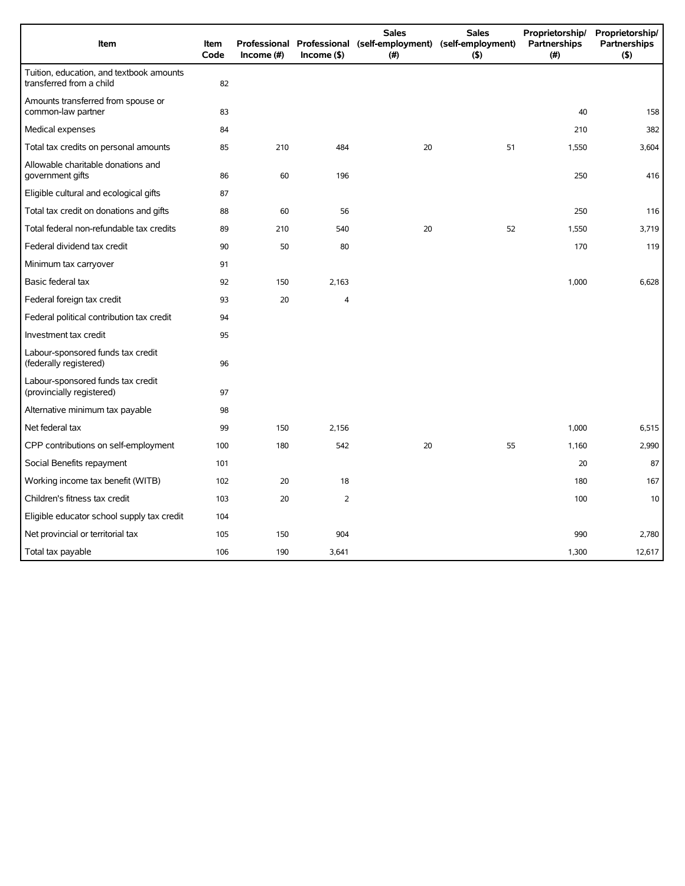| Item | Item Code | Professional Income (#) | Professional Income ($) | Sales (self-employment) (#) | Sales (self-employment) ($) | Proprietorship/ Partnerships (#) | Proprietorship/ Partnerships ($) |
|---|---|---|---|---|---|---|---|
| Tuition, education, and textbook amounts transferred from a child | 82 | | | | | | |
| Amounts transferred from spouse or common-law partner | 83 | | | | | 40 | 158 |
| Medical expenses | 84 | | | | | 210 | 382 |
| Total tax credits on personal amounts | 85 | 210 | 484 | 20 | 51 | 1,550 | 3,604 |
| Allowable charitable donations and government gifts | 86 | 60 | 196 | | | 250 | 416 |
| Eligible cultural and ecological gifts | 87 | | | | | | |
| Total tax credit on donations and gifts | 88 | 60 | 56 | | | 250 | 116 |
| Total federal non-refundable tax credits | 89 | 210 | 540 | 20 | 52 | 1,550 | 3,719 |
| Federal dividend tax credit | 90 | 50 | 80 | | | 170 | 119 |
| Minimum tax carryover | 91 | | | | | | |
| Basic federal tax | 92 | 150 | 2,163 | | | 1,000 | 6,628 |
| Federal foreign tax credit | 93 | 20 | 4 | | | | |
| Federal political contribution tax credit | 94 | | | | | | |
| Investment tax credit | 95 | | | | | | |
| Labour-sponsored funds tax credit (federally registered) | 96 | | | | | | |
| Labour-sponsored funds tax credit (provincially registered) | 97 | | | | | | |
| Alternative minimum tax payable | 98 | | | | | | |
| Net federal tax | 99 | 150 | 2,156 | | | 1,000 | 6,515 |
| CPP contributions on self-employment | 100 | 180 | 542 | 20 | 55 | 1,160 | 2,990 |
| Social Benefits repayment | 101 | | | | | 20 | 87 |
| Working income tax benefit (WITB) | 102 | 20 | 18 | | | 180 | 167 |
| Children's fitness tax credit | 103 | 20 | 2 | | | 100 | 10 |
| Eligible educator school supply tax credit | 104 | | | | | | |
| Net provincial or territorial tax | 105 | 150 | 904 | | | 990 | 2,780 |
| Total tax payable | 106 | 190 | 3,641 | | | 1,300 | 12,617 |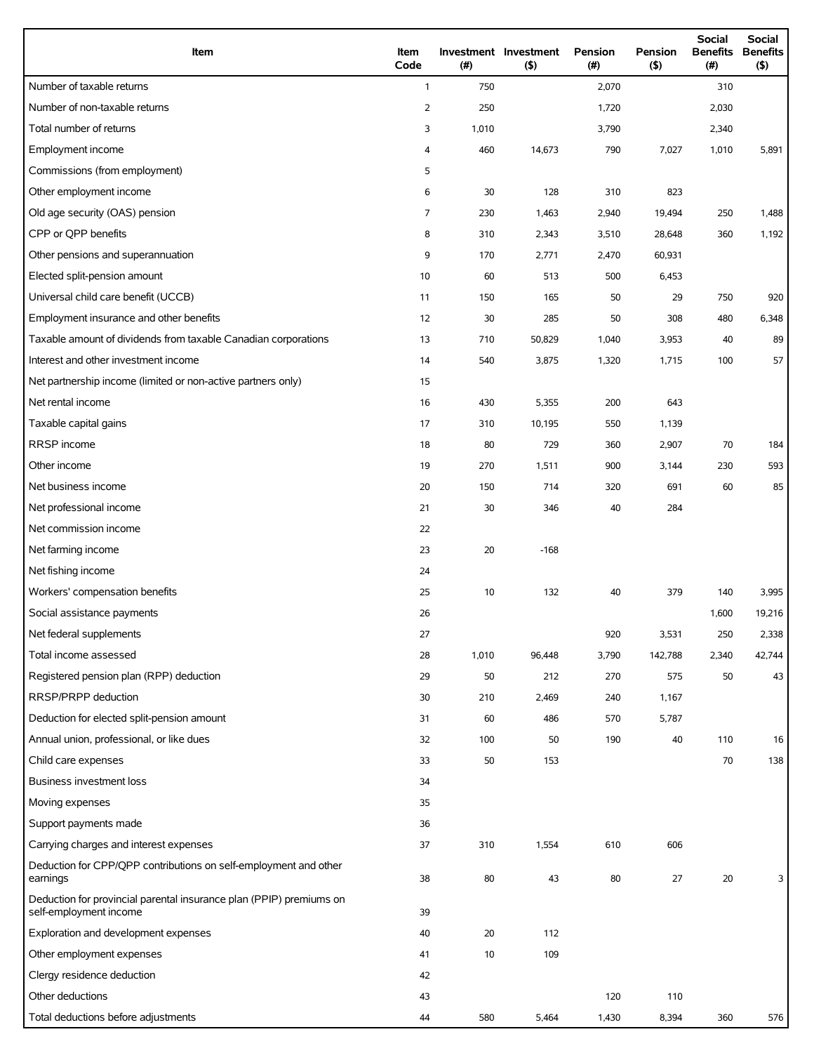| Item | Item Code | Investment (#) | Investment ($) | Pension (#) | Pension ($) | Social Benefits (#) | Social Benefits ($) |
|---|---|---|---|---|---|---|---|
| Number of taxable returns | 1 | 750 | | 2,070 | | 310 | |
| Number of non-taxable returns | 2 | 250 | | 1,720 | | 2,030 | |
| Total number of returns | 3 | 1,010 | | 3,790 | | 2,340 | |
| Employment income | 4 | 460 | 14,673 | 790 | 7,027 | 1,010 | 5,891 |
| Commissions (from employment) | 5 | | | | | | |
| Other employment income | 6 | 30 | 128 | 310 | 823 | | |
| Old age security (OAS) pension | 7 | 230 | 1,463 | 2,940 | 19,494 | 250 | 1,488 |
| CPP or QPP benefits | 8 | 310 | 2,343 | 3,510 | 28,648 | 360 | 1,192 |
| Other pensions and superannuation | 9 | 170 | 2,771 | 2,470 | 60,931 | | |
| Elected split-pension amount | 10 | 60 | 513 | 500 | 6,453 | | |
| Universal child care benefit (UCCB) | 11 | 150 | 165 | 50 | 29 | 750 | 920 |
| Employment insurance and other benefits | 12 | 30 | 285 | 50 | 308 | 480 | 6,348 |
| Taxable amount of dividends from taxable Canadian corporations | 13 | 710 | 50,829 | 1,040 | 3,953 | 40 | 89 |
| Interest and other investment income | 14 | 540 | 3,875 | 1,320 | 1,715 | 100 | 57 |
| Net partnership income (limited or non-active partners only) | 15 | | | | | | |
| Net rental income | 16 | 430 | 5,355 | 200 | 643 | | |
| Taxable capital gains | 17 | 310 | 10,195 | 550 | 1,139 | | |
| RRSP income | 18 | 80 | 729 | 360 | 2,907 | 70 | 184 |
| Other income | 19 | 270 | 1,511 | 900 | 3,144 | 230 | 593 |
| Net business income | 20 | 150 | 714 | 320 | 691 | 60 | 85 |
| Net professional income | 21 | 30 | 346 | 40 | 284 | | |
| Net commission income | 22 | | | | | | |
| Net farming income | 23 | 20 | -168 | | | | |
| Net fishing income | 24 | | | | | | |
| Workers' compensation benefits | 25 | 10 | 132 | 40 | 379 | 140 | 3,995 |
| Social assistance payments | 26 | | | | | 1,600 | 19,216 |
| Net federal supplements | 27 | | | 920 | 3,531 | 250 | 2,338 |
| Total income assessed | 28 | 1,010 | 96,448 | 3,790 | 142,788 | 2,340 | 42,744 |
| Registered pension plan (RPP) deduction | 29 | 50 | 212 | 270 | 575 | 50 | 43 |
| RRSP/PRPP deduction | 30 | 210 | 2,469 | 240 | 1,167 | | |
| Deduction for elected split-pension amount | 31 | 60 | 486 | 570 | 5,787 | | |
| Annual union, professional, or like dues | 32 | 100 | 50 | 190 | 40 | 110 | 16 |
| Child care expenses | 33 | 50 | 153 | | | 70 | 138 |
| Business investment loss | 34 | | | | | | |
| Moving expenses | 35 | | | | | | |
| Support payments made | 36 | | | | | | |
| Carrying charges and interest expenses | 37 | 310 | 1,554 | 610 | 606 | | |
| Deduction for CPP/QPP contributions on self-employment and other earnings | 38 | 80 | 43 | 80 | 27 | 20 | 3 |
| Deduction for provincial parental insurance plan (PPIP) premiums on self-employment income | 39 | | | | | | |
| Exploration and development expenses | 40 | 20 | 112 | | | | |
| Other employment expenses | 41 | 10 | 109 | | | | |
| Clergy residence deduction | 42 | | | | | | |
| Other deductions | 43 | | | 120 | 110 | | |
| Total deductions before adjustments | 44 | 580 | 5,464 | 1,430 | 8,394 | 360 | 576 |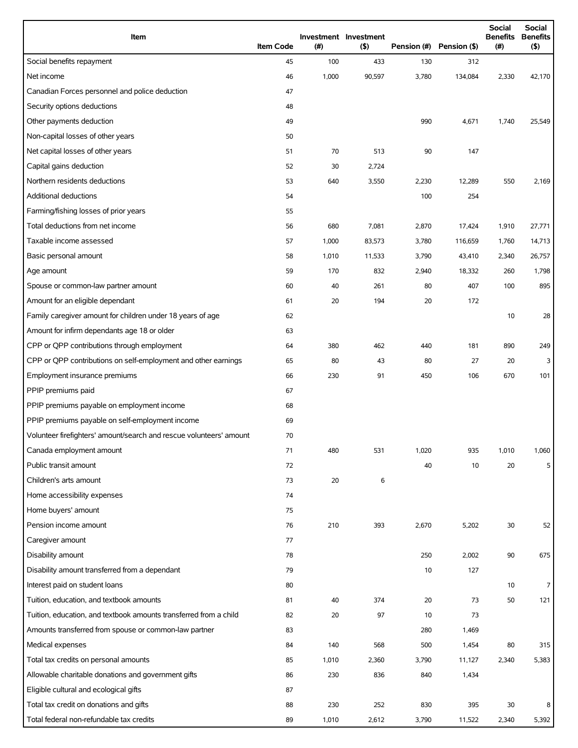| Item | Item Code | Investment (#) | Investment ($) | Pension (#) | Pension ($) | Social Benefits (#) | Social Benefits ($) |
|---|---|---|---|---|---|---|---|
| Social benefits repayment | 45 | 100 | 433 | 130 | 312 | | |
| Net income | 46 | 1,000 | 90,597 | 3,780 | 134,084 | 2,330 | 42,170 |
| Canadian Forces personnel and police deduction | 47 | | | | | | |
| Security options deductions | 48 | | | | | | |
| Other payments deduction | 49 | | | 990 | 4,671 | 1,740 | 25,549 |
| Non-capital losses of other years | 50 | | | | | | |
| Net capital losses of other years | 51 | 70 | 513 | 90 | 147 | | |
| Capital gains deduction | 52 | 30 | 2,724 | | | | |
| Northern residents deductions | 53 | 640 | 3,550 | 2,230 | 12,289 | 550 | 2,169 |
| Additional deductions | 54 | | | 100 | 254 | | |
| Farming/fishing losses of prior years | 55 | | | | | | |
| Total deductions from net income | 56 | 680 | 7,081 | 2,870 | 17,424 | 1,910 | 27,771 |
| Taxable income assessed | 57 | 1,000 | 83,573 | 3,780 | 116,659 | 1,760 | 14,713 |
| Basic personal amount | 58 | 1,010 | 11,533 | 3,790 | 43,410 | 2,340 | 26,757 |
| Age amount | 59 | 170 | 832 | 2,940 | 18,332 | 260 | 1,798 |
| Spouse or common-law partner amount | 60 | 40 | 261 | 80 | 407 | 100 | 895 |
| Amount for an eligible dependant | 61 | 20 | 194 | 20 | 172 | | |
| Family caregiver amount for children under 18 years of age | 62 | | | | | 10 | 28 |
| Amount for infirm dependants age 18 or older | 63 | | | | | | |
| CPP or QPP contributions through employment | 64 | 380 | 462 | 440 | 181 | 890 | 249 |
| CPP or QPP contributions on self-employment and other earnings | 65 | 80 | 43 | 80 | 27 | 20 | 3 |
| Employment insurance premiums | 66 | 230 | 91 | 450 | 106 | 670 | 101 |
| PPIP premiums paid | 67 | | | | | | |
| PPIP premiums payable on employment income | 68 | | | | | | |
| PPIP premiums payable on self-employment income | 69 | | | | | | |
| Volunteer firefighters' amount/search and rescue volunteers' amount | 70 | | | | | | |
| Canada employment amount | 71 | 480 | 531 | 1,020 | 935 | 1,010 | 1,060 |
| Public transit amount | 72 | | | 40 | 10 | 20 | 5 |
| Children's arts amount | 73 | 20 | 6 | | | | |
| Home accessibility expenses | 74 | | | | | | |
| Home buyers' amount | 75 | | | | | | |
| Pension income amount | 76 | 210 | 393 | 2,670 | 5,202 | 30 | 52 |
| Caregiver amount | 77 | | | | | | |
| Disability amount | 78 | | | 250 | 2,002 | 90 | 675 |
| Disability amount transferred from a dependant | 79 | | | 10 | 127 | | |
| Interest paid on student loans | 80 | | | | | 10 | 7 |
| Tuition, education, and textbook amounts | 81 | 40 | 374 | 20 | 73 | 50 | 121 |
| Tuition, education, and textbook amounts transferred from a child | 82 | 20 | 97 | 10 | 73 | | |
| Amounts transferred from spouse or common-law partner | 83 | | | 280 | 1,469 | | |
| Medical expenses | 84 | 140 | 568 | 500 | 1,454 | 80 | 315 |
| Total tax credits on personal amounts | 85 | 1,010 | 2,360 | 3,790 | 11,127 | 2,340 | 5,383 |
| Allowable charitable donations and government gifts | 86 | 230 | 836 | 840 | 1,434 | | |
| Eligible cultural and ecological gifts | 87 | | | | | | |
| Total tax credit on donations and gifts | 88 | 230 | 252 | 830 | 395 | 30 | 8 |
| Total federal non-refundable tax credits | 89 | 1,010 | 2,612 | 3,790 | 11,522 | 2,340 | 5,392 |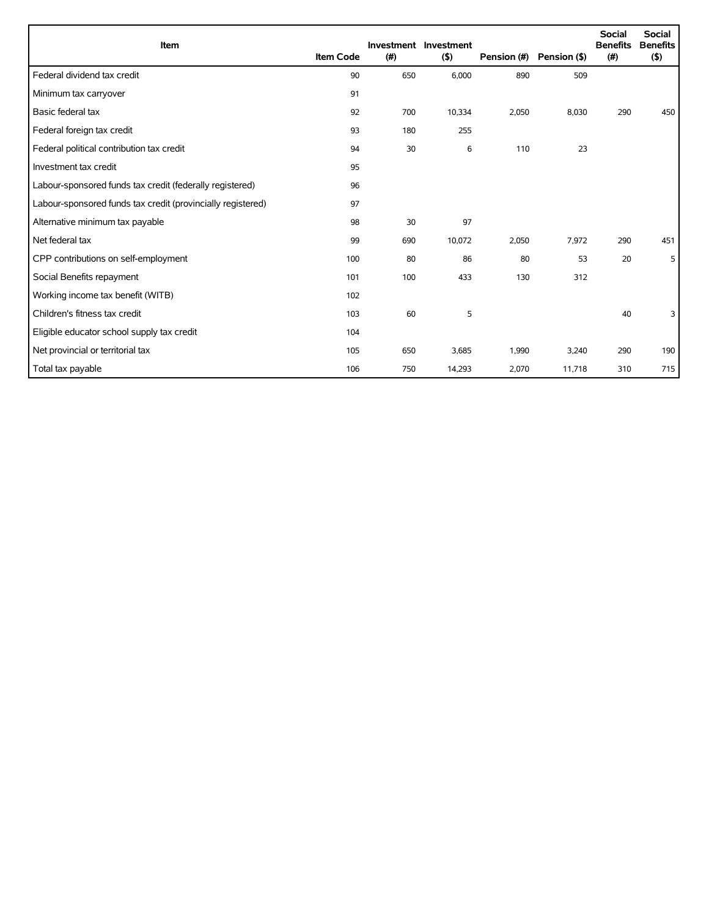| Item | Item Code | Investment (#) | Investment ($) | Pension (#) | Pension ($) | Social Benefits (#) | Social Benefits ($) |
| --- | --- | --- | --- | --- | --- | --- | --- |
| Federal dividend tax credit | 90 | 650 | 6,000 | 890 | 509 | | |
| Minimum tax carryover | 91 | | | | | | |
| Basic federal tax | 92 | 700 | 10,334 | 2,050 | 8,030 | 290 | 450 |
| Federal foreign tax credit | 93 | 180 | 255 | | | | |
| Federal political contribution tax credit | 94 | 30 | 6 | 110 | 23 | | |
| Investment tax credit | 95 | | | | | | |
| Labour-sponsored funds tax credit (federally registered) | 96 | | | | | | |
| Labour-sponsored funds tax credit (provincially registered) | 97 | | | | | | |
| Alternative minimum tax payable | 98 | 30 | 97 | | | | |
| Net federal tax | 99 | 690 | 10,072 | 2,050 | 7,972 | 290 | 451 |
| CPP contributions on self-employment | 100 | 80 | 86 | 80 | 53 | 20 | 5 |
| Social Benefits repayment | 101 | 100 | 433 | 130 | 312 | | |
| Working income tax benefit (WITB) | 102 | | | | | | |
| Children's fitness tax credit | 103 | 60 | 5 | | | 40 | 3 |
| Eligible educator school supply tax credit | 104 | | | | | | |
| Net provincial or territorial tax | 105 | 650 | 3,685 | 1,990 | 3,240 | 290 | 190 |
| Total tax payable | 106 | 750 | 14,293 | 2,070 | 11,718 | 310 | 715 |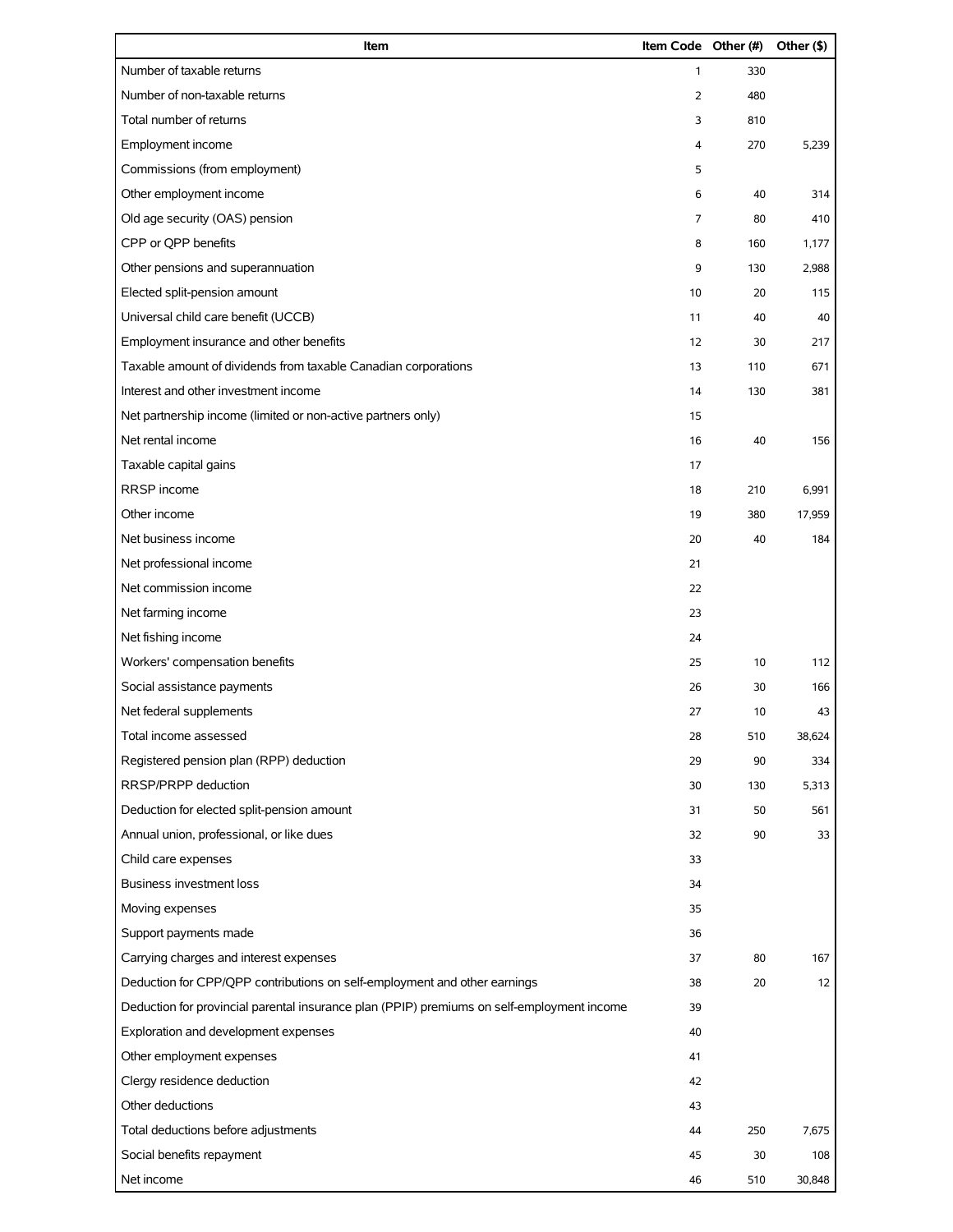| Item | Item Code | Other (#) | Other ($) |
|---|---|---|---|
| Number of taxable returns | 1 | 330 | |
| Number of non-taxable returns | 2 | 480 | |
| Total number of returns | 3 | 810 | |
| Employment income | 4 | 270 | 5,239 |
| Commissions (from employment) | 5 | | |
| Other employment income | 6 | 40 | 314 |
| Old age security (OAS) pension | 7 | 80 | 410 |
| CPP or QPP benefits | 8 | 160 | 1,177 |
| Other pensions and superannuation | 9 | 130 | 2,988 |
| Elected split-pension amount | 10 | 20 | 115 |
| Universal child care benefit (UCCB) | 11 | 40 | 40 |
| Employment insurance and other benefits | 12 | 30 | 217 |
| Taxable amount of dividends from taxable Canadian corporations | 13 | 110 | 671 |
| Interest and other investment income | 14 | 130 | 381 |
| Net partnership income (limited or non-active partners only) | 15 | | |
| Net rental income | 16 | 40 | 156 |
| Taxable capital gains | 17 | | |
| RRSP income | 18 | 210 | 6,991 |
| Other income | 19 | 380 | 17,959 |
| Net business income | 20 | 40 | 184 |
| Net professional income | 21 | | |
| Net commission income | 22 | | |
| Net farming income | 23 | | |
| Net fishing income | 24 | | |
| Workers' compensation benefits | 25 | 10 | 112 |
| Social assistance payments | 26 | 30 | 166 |
| Net federal supplements | 27 | 10 | 43 |
| Total income assessed | 28 | 510 | 38,624 |
| Registered pension plan (RPP) deduction | 29 | 90 | 334 |
| RRSP/PRPP deduction | 30 | 130 | 5,313 |
| Deduction for elected split-pension amount | 31 | 50 | 561 |
| Annual union, professional, or like dues | 32 | 90 | 33 |
| Child care expenses | 33 | | |
| Business investment loss | 34 | | |
| Moving expenses | 35 | | |
| Support payments made | 36 | | |
| Carrying charges and interest expenses | 37 | 80 | 167 |
| Deduction for CPP/QPP contributions on self-employment and other earnings | 38 | 20 | 12 |
| Deduction for provincial parental insurance plan (PPIP) premiums on self-employment income | 39 | | |
| Exploration and development expenses | 40 | | |
| Other employment expenses | 41 | | |
| Clergy residence deduction | 42 | | |
| Other deductions | 43 | | |
| Total deductions before adjustments | 44 | 250 | 7,675 |
| Social benefits repayment | 45 | 30 | 108 |
| Net income | 46 | 510 | 30,848 |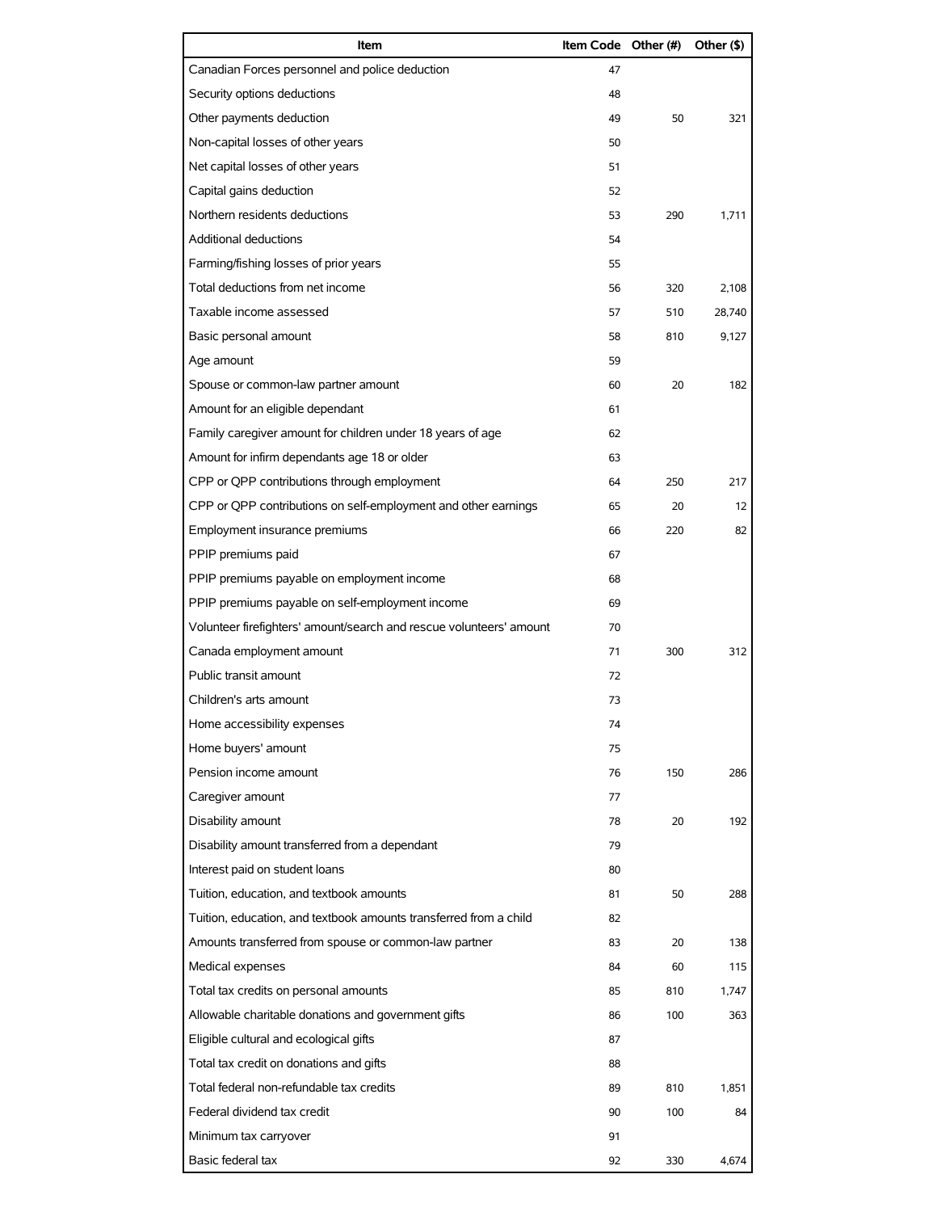| Item | Item Code | Other (#) | Other ($) |
|---|---|---|---|
| Canadian Forces personnel and police deduction | 47 | | |
| Security options deductions | 48 | | |
| Other payments deduction | 49 | 50 | 321 |
| Non-capital losses of other years | 50 | | |
| Net capital losses of other years | 51 | | |
| Capital gains deduction | 52 | | |
| Northern residents deductions | 53 | 290 | 1,711 |
| Additional deductions | 54 | | |
| Farming/fishing losses of prior years | 55 | | |
| Total deductions from net income | 56 | 320 | 2,108 |
| Taxable income assessed | 57 | 510 | 28,740 |
| Basic personal amount | 58 | 810 | 9,127 |
| Age amount | 59 | | |
| Spouse or common-law partner amount | 60 | 20 | 182 |
| Amount for an eligible dependant | 61 | | |
| Family caregiver amount for children under 18 years of age | 62 | | |
| Amount for infirm dependants age 18 or older | 63 | | |
| CPP or QPP contributions through employment | 64 | 250 | 217 |
| CPP or QPP contributions on self-employment and other earnings | 65 | 20 | 12 |
| Employment insurance premiums | 66 | 220 | 82 |
| PPIP premiums paid | 67 | | |
| PPIP premiums payable on employment income | 68 | | |
| PPIP premiums payable on self-employment income | 69 | | |
| Volunteer firefighters' amount/search and rescue volunteers' amount | 70 | | |
| Canada employment amount | 71 | 300 | 312 |
| Public transit amount | 72 | | |
| Children's arts amount | 73 | | |
| Home accessibility expenses | 74 | | |
| Home buyers' amount | 75 | | |
| Pension income amount | 76 | 150 | 286 |
| Caregiver amount | 77 | | |
| Disability amount | 78 | 20 | 192 |
| Disability amount transferred from a dependant | 79 | | |
| Interest paid on student loans | 80 | | |
| Tuition, education, and textbook amounts | 81 | 50 | 288 |
| Tuition, education, and textbook amounts transferred from a child | 82 | | |
| Amounts transferred from spouse or common-law partner | 83 | 20 | 138 |
| Medical expenses | 84 | 60 | 115 |
| Total tax credits on personal amounts | 85 | 810 | 1,747 |
| Allowable charitable donations and government gifts | 86 | 100 | 363 |
| Eligible cultural and ecological gifts | 87 | | |
| Total tax credit on donations and gifts | 88 | | |
| Total federal non-refundable tax credits | 89 | 810 | 1,851 |
| Federal dividend tax credit | 90 | 100 | 84 |
| Minimum tax carryover | 91 | | |
| Basic federal tax | 92 | 330 | 4,674 |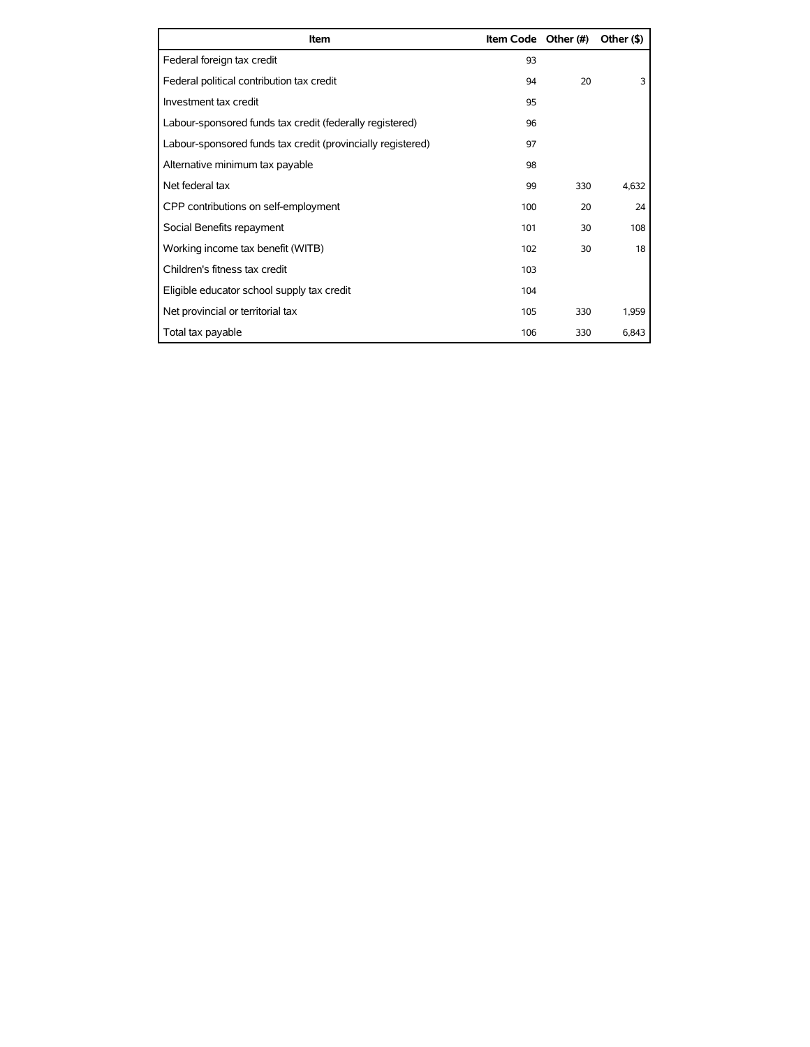| Item | Item Code | Other (#) | Other ($) |
|---|---|---|---|
| Federal foreign tax credit | 93 | | |
| Federal political contribution tax credit | 94 | 20 | 3 |
| Investment tax credit | 95 | | |
| Labour-sponsored funds tax credit (federally registered) | 96 | | |
| Labour-sponsored funds tax credit (provincially registered) | 97 | | |
| Alternative minimum tax payable | 98 | | |
| Net federal tax | 99 | 330 | 4,632 |
| CPP contributions on self-employment | 100 | 20 | 24 |
| Social Benefits repayment | 101 | 30 | 108 |
| Working income tax benefit (WITB) | 102 | 30 | 18 |
| Children's fitness tax credit | 103 | | |
| Eligible educator school supply tax credit | 104 | | |
| Net provincial or territorial tax | 105 | 330 | 1,959 |
| Total tax payable | 106 | 330 | 6,843 |